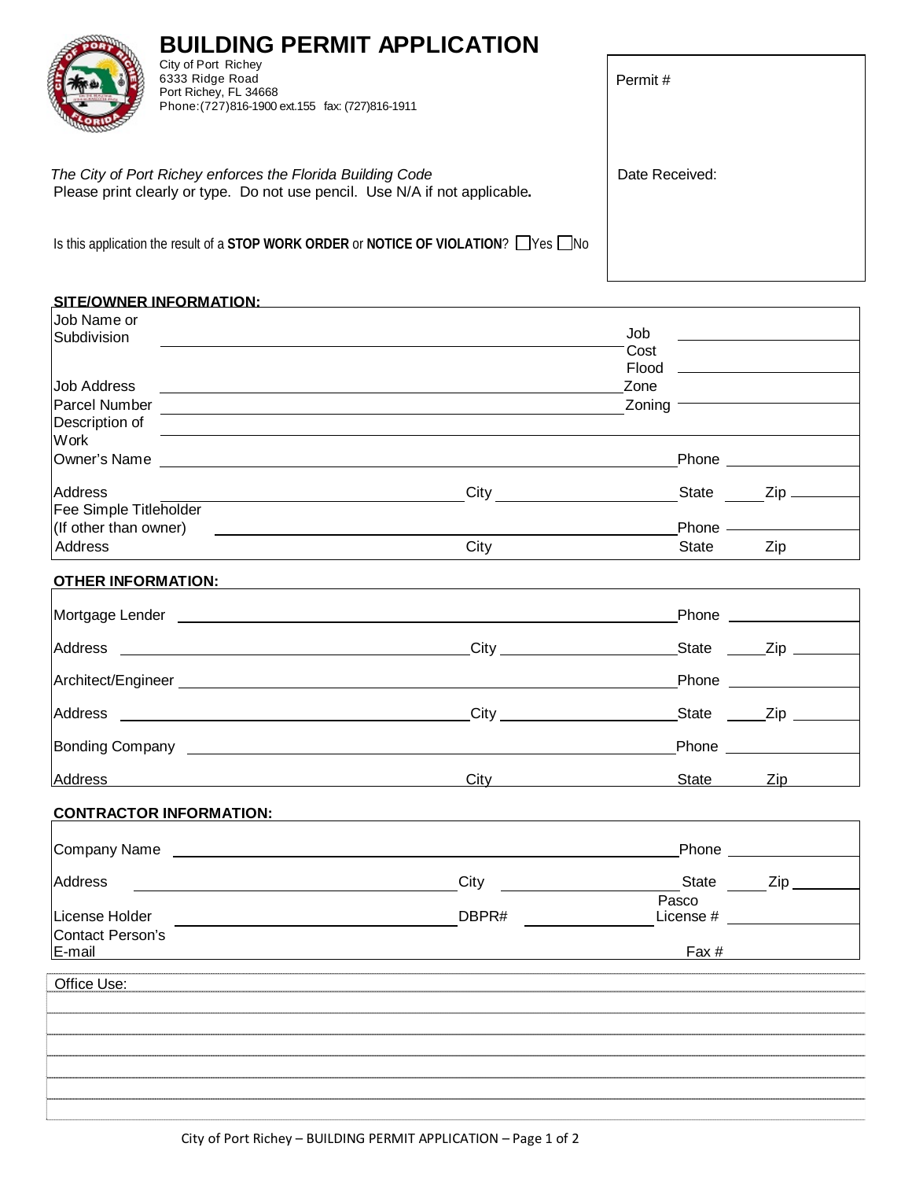# BUILDING PERMIT APPLICATION

City of Port Richey
6333 Ridge Road
Port Richey, FL 34668
Phone:(727)816-1900 ext.155 fax: (727)816-1911

| |
|---|
| Permit # |
| Date Received: |

*The City of Port Richey enforces the Florida Building Code*
Please print clearly or type. Do not use pencil. Use N/A if not applicable**.**

Is this application the result of a **STOP WORK ORDER** or **NOTICE OF VIOLATION**? ☐Yes ☐No

**SITE/OWNER INFORMATION:**

Job Name or Subdivision ____________________ Job Cost ____________

Job Address ____________________ Flood Zone ____________

Parcel Number ____________________ Zoning ____________

Description of Work ____________________

Owner's Name ____________________ Phone ____________

Address ____________________ City ____________ State ______ Zip ______

Fee Simple Titleholder (If other than owner) ____________________ Phone ____________

Address ____________________ City ____________ State ______ Zip ______

**OTHER INFORMATION:**

Mortgage Lender ____________________ Phone ____________

Address ____________________ City ____________ State ______ Zip ______

Architect/Engineer ____________________ Phone ____________

Address ____________________ City ____________ State ______ Zip ______

Bonding Company ____________________ Phone ____________

Address ____________________ City ____________ State ______ Zip ______

**CONTRACTOR INFORMATION:**

Company Name ____________________ Phone ____________

Address ____________________ City ____________ State ______ Zip ______

License Holder ____________________ DBPR# ____________ Pasco License # ____________

Contact Person's E-mail ____________________ Fax # ____________

Office Use: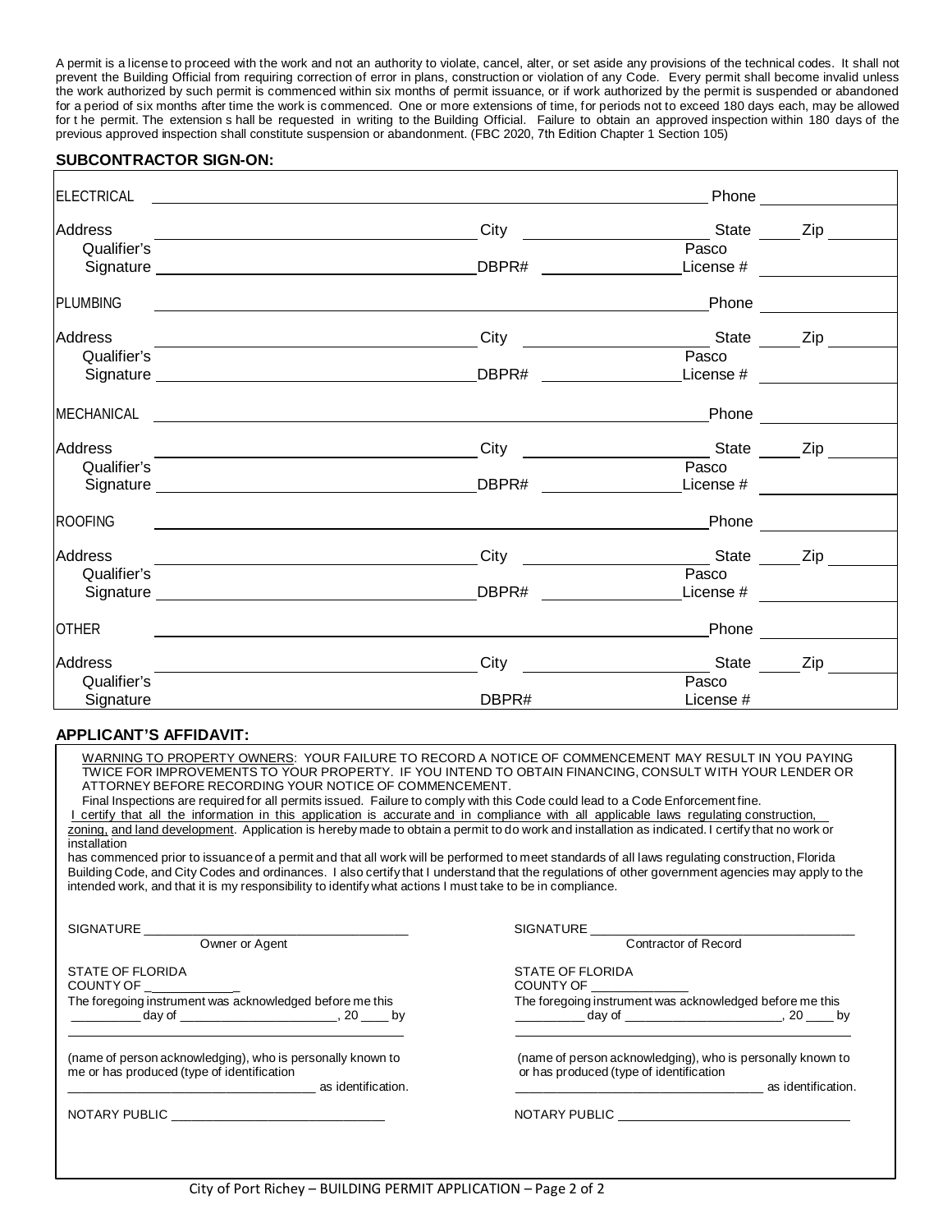A permit is a license to proceed with the work and not an authority to violate, cancel, alter, or set aside any provisions of the technical codes. It shall not prevent the Building Official from requiring correction of error in plans, construction or violation of any Code. Every permit shall become invalid unless the work authorized by such permit is commenced within six months of permit issuance, or if work authorized by the permit is suspended or abandoned for a period of six months after time the work is commenced. One or more extensions of time, for periods not to exceed 180 days each, may be allowed for t he permit. The extension s hall be requested in writing to the Building Official. Failure to obtain an approved inspection within 180 days of the previous approved inspection shall constitute suspension or abandonment. (FBC 2020, 7th Edition Chapter 1 Section 105)

## SUBCONTRACTOR SIGN-ON:

ELECTRICAL ______________________________ Phone __________

Address ______________________ City ______________ State _____ Zip _______

Qualifier's Signature ______________________ DBPR# ______________ Pasco License # ______________

PLUMBING ______________________________ Phone __________

Address ______________________ City ______________ State _____ Zip _______

Qualifier's Signature ______________________ DBPR# ______________ Pasco License # ______________

MECHANICAL ______________________________ Phone __________

Address ______________________ City ______________ State _____ Zip _______

Qualifier's Signature ______________________ DBPR# ______________ Pasco License # ______________

ROOFING ______________________________ Phone __________

Address ______________________ City ______________ State _____ Zip _______

Qualifier's Signature ______________________ DBPR# ______________ Pasco License # ______________

OTHER ______________________________ Phone __________

Address ______________________ City ______________ State _____ Zip _______

Qualifier's Signature DBPR# Pasco License #

## APPLICANT'S AFFIDAVIT:

WARNING TO PROPERTY OWNERS: YOUR FAILURE TO RECORD A NOTICE OF COMMENCEMENT MAY RESULT IN YOU PAYING TWICE FOR IMPROVEMENTS TO YOUR PROPERTY. IF YOU INTEND TO OBTAIN FINANCING, CONSULT WITH YOUR LENDER OR ATTORNEY BEFORE RECORDING YOUR NOTICE OF COMMENCEMENT.

Final Inspections are required for all permits issued. Failure to comply with this Code could lead to a Code Enforcement fine.

I certify that all the information in this application is accurate and in compliance with all applicable laws regulating construction, zoning, and land development. Application is hereby made to obtain a permit to do work and installation as indicated. I certify that no work or installation has commenced prior to issuance of a permit and that all work will be performed to meet standards of all laws regulating construction, Florida Building Code, and City Codes and ordinances. I also certify that I understand that the regulations of other government agencies may apply to the intended work, and that it is my responsibility to identify what actions I must take to be in compliance.

SIGNATURE ______________________________
Owner or Agent

STATE OF FLORIDA
COUNTY OF ____________
The foregoing instrument was acknowledged before me this __________ day of ____________________, 20 ____ by ______________________________

(name of person acknowledging), who is personally known to me or has produced (type of identification ______________________________ as identification.

NOTARY PUBLIC ______________________________

SIGNATURE ______________________________
Contractor of Record

STATE OF FLORIDA
COUNTY OF ____________
The foregoing instrument was acknowledged before me this __________ day of ____________________, 20 ____ by ______________________________

(name of person acknowledging), who is personally known to or has produced (type of identification ______________________________ as identification.

NOTARY PUBLIC ______________________________

City of Port Richey – BUILDING PERMIT APPLICATION